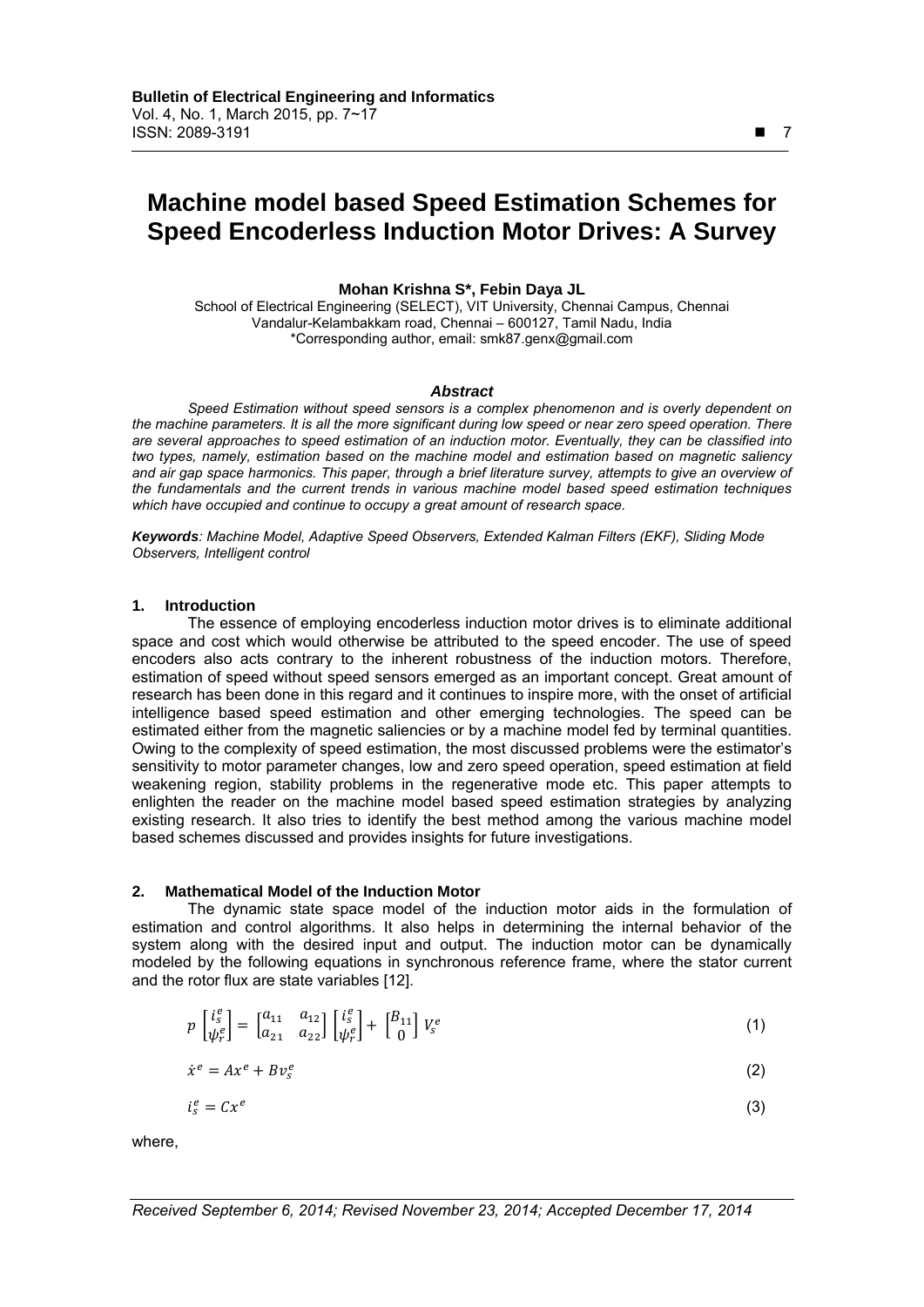# Machine model based Speed Estimation Schemes for Speed Encoderless Induction Motor Drives: A Survey

**Mohan Krishna S\*, Febin Daya JL**

School of Electrical Engineering (SELECT), VIT University, Chennai Campus, Chennai
Vandalur-Kelambakkam road, Chennai – 600127, Tamil Nadu, India
\*Corresponding author, email: smk87.genx@gmail.com

### *Abstract*

*Speed Estimation without speed sensors is a complex phenomenon and is overly dependent on the machine parameters. It is all the more significant during low speed or near zero speed operation. There are several approaches to speed estimation of an induction motor. Eventually, they can be classified into two types, namely, estimation based on the machine model and estimation based on magnetic saliency and air gap space harmonics. This paper, through a brief literature survey, attempts to give an overview of the fundamentals and the current trends in various machine model based speed estimation techniques which have occupied and continue to occupy a great amount of research space.*

***Keywords****: Machine Model, Adaptive Speed Observers, Extended Kalman Filters (EKF), Sliding Mode Observers, Intelligent control*

## 1. Introduction

The essence of employing encoderless induction motor drives is to eliminate additional space and cost which would otherwise be attributed to the speed encoder. The use of speed encoders also acts contrary to the inherent robustness of the induction motors. Therefore, estimation of speed without speed sensors emerged as an important concept. Great amount of research has been done in this regard and it continues to inspire more, with the onset of artificial intelligence based speed estimation and other emerging technologies. The speed can be estimated either from the magnetic saliencies or by a machine model fed by terminal quantities. Owing to the complexity of speed estimation, the most discussed problems were the estimator's sensitivity to motor parameter changes, low and zero speed operation, speed estimation at field weakening region, stability problems in the regenerative mode etc. This paper attempts to enlighten the reader on the machine model based speed estimation strategies by analyzing existing research. It also tries to identify the best method among the various machine model based schemes discussed and provides insights for future investigations.

## 2. Mathematical Model of the Induction Motor

The dynamic state space model of the induction motor aids in the formulation of estimation and control algorithms. It also helps in determining the internal behavior of the system along with the desired input and output. The induction motor can be dynamically modeled by the following equations in synchronous reference frame, where the stator current and the rotor flux are state variables [12].

$$p\begin{bmatrix} i_s^e \\ \psi_r^e \end{bmatrix} = \begin{bmatrix} a_{11} & a_{12} \\ a_{21} & a_{22} \end{bmatrix}\begin{bmatrix} i_s^e \\ \psi_r^e \end{bmatrix} + \begin{bmatrix} B_{11} \\ 0 \end{bmatrix} V_s^e \quad (1)$$

$$\dot{x}^e = Ax^e + Bv_s^e \quad (2)$$

$$i_s^e = Cx^e \quad (3)$$

where,

*Received September 6, 2014; Revised November 23, 2014; Accepted December 17, 2014*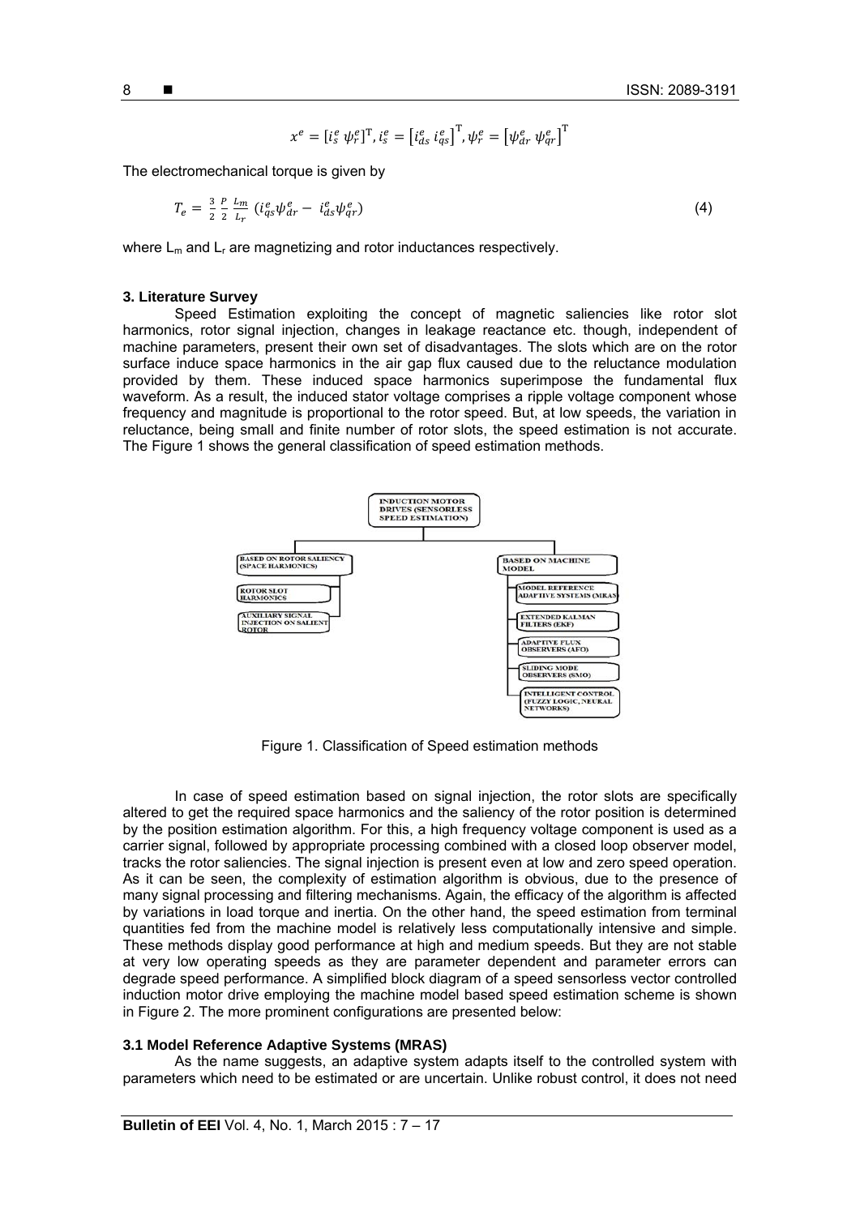$$x^e = [i_s^e \; \psi_r^e]^{\mathrm{T}}, i_s^e = \left[i_{ds}^e \; i_{qs}^e\right]^{\mathrm{T}}, \psi_r^e = \left[\psi_{dr}^e \; \psi_{qr}^e\right]^{\mathrm{T}}$$

The electromechanical torque is given by

$$T_e = \frac{3}{2}\frac{P}{2}\frac{L_m}{L_r}\left(i_{qs}^e \psi_{dr}^e - i_{ds}^e \psi_{qr}^e\right) \tag{4}$$

where $L_m$ and $L_r$ are magnetizing and rotor inductances respectively.

## 3. Literature Survey

Speed Estimation exploiting the concept of magnetic saliencies like rotor slot harmonics, rotor signal injection, changes in leakage reactance etc. though, independent of machine parameters, present their own set of disadvantages. The slots which are on the rotor surface induce space harmonics in the air gap flux caused due to the reluctance modulation provided by them. These induced space harmonics superimpose the fundamental flux waveform. As a result, the induced stator voltage comprises a ripple voltage component whose frequency and magnitude is proportional to the rotor speed. But, at low speeds, the variation in reluctance, being small and finite number of rotor slots, the speed estimation is not accurate. The Figure 1 shows the general classification of speed estimation methods.

Figure 1. Classification of Speed estimation methods

In case of speed estimation based on signal injection, the rotor slots are specifically altered to get the required space harmonics and the saliency of the rotor position is determined by the position estimation algorithm. For this, a high frequency voltage component is used as a carrier signal, followed by appropriate processing combined with a closed loop observer model, tracks the rotor saliencies. The signal injection is present even at low and zero speed operation. As it can be seen, the complexity of estimation algorithm is obvious, due to the presence of many signal processing and filtering mechanisms. Again, the efficacy of the algorithm is affected by variations in load torque and inertia. On the other hand, the speed estimation from terminal quantities fed from the machine model is relatively less computationally intensive and simple. These methods display good performance at high and medium speeds. But they are not stable at very low operating speeds as they are parameter dependent and parameter errors can degrade speed performance. A simplified block diagram of a speed sensorless vector controlled induction motor drive employing the machine model based speed estimation scheme is shown in Figure 2. The more prominent configurations are presented below:

### 3.1 Model Reference Adaptive Systems (MRAS)

As the name suggests, an adaptive system adapts itself to the controlled system with parameters which need to be estimated or are uncertain. Unlike robust control, it does not need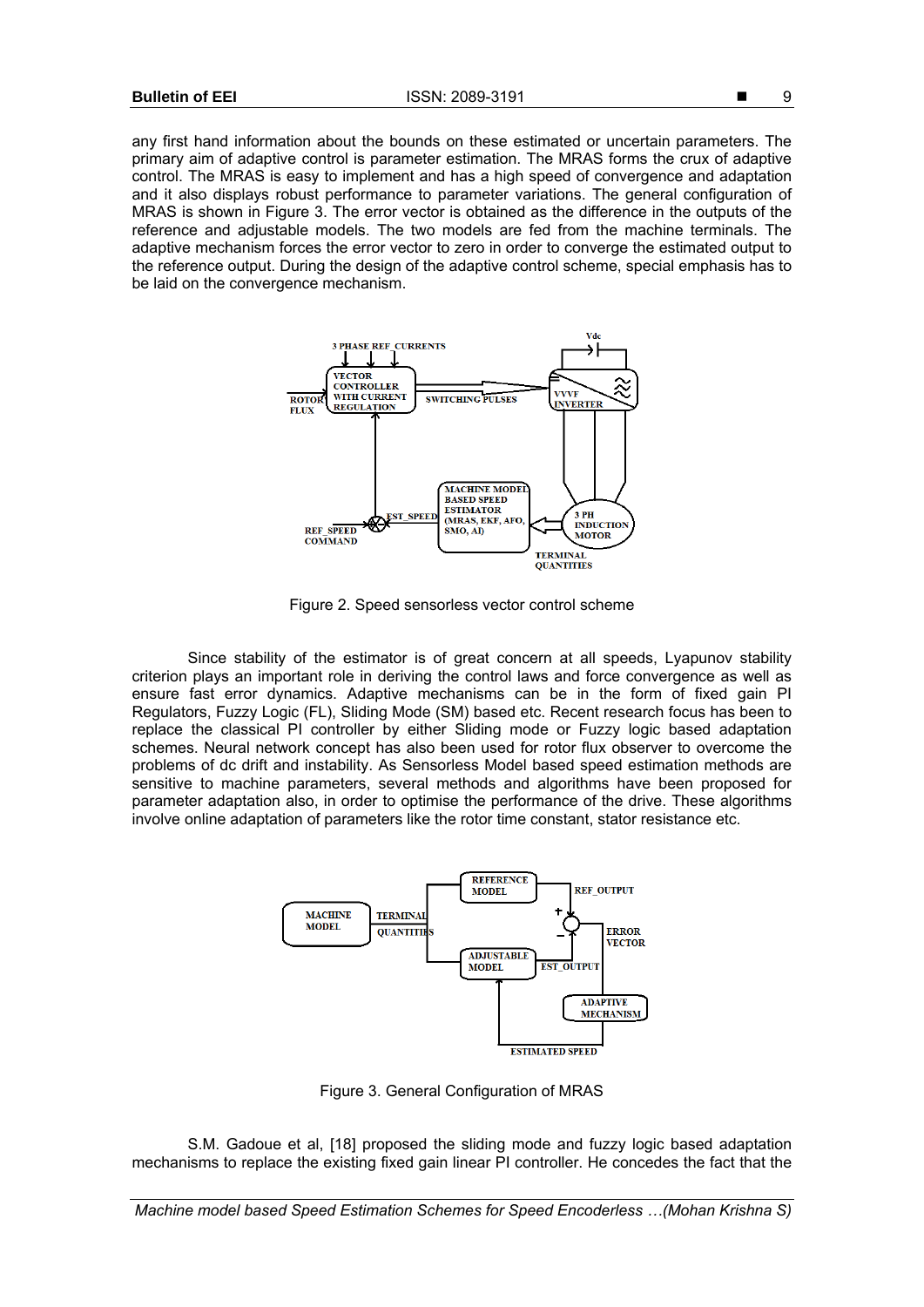any first hand information about the bounds on these estimated or uncertain parameters. The primary aim of adaptive control is parameter estimation. The MRAS forms the crux of adaptive control. The MRAS is easy to implement and has a high speed of convergence and adaptation and it also displays robust performance to parameter variations. The general configuration of MRAS is shown in Figure 3. The error vector is obtained as the difference in the outputs of the reference and adjustable models. The two models are fed from the machine terminals. The adaptive mechanism forces the error vector to zero in order to converge the estimated output to the reference output. During the design of the adaptive control scheme, special emphasis has to be laid on the convergence mechanism.

Figure 2. Speed sensorless vector control scheme

Since stability of the estimator is of great concern at all speeds, Lyapunov stability criterion plays an important role in deriving the control laws and force convergence as well as ensure fast error dynamics. Adaptive mechanisms can be in the form of fixed gain PI Regulators, Fuzzy Logic (FL), Sliding Mode (SM) based etc. Recent research focus has been to replace the classical PI controller by either Sliding mode or Fuzzy logic based adaptation schemes. Neural network concept has also been used for rotor flux observer to overcome the problems of dc drift and instability. As Sensorless Model based speed estimation methods are sensitive to machine parameters, several methods and algorithms have been proposed for parameter adaptation also, in order to optimise the performance of the drive. These algorithms involve online adaptation of parameters like the rotor time constant, stator resistance etc.

Figure 3. General Configuration of MRAS

S.M. Gadoue et al, [18] proposed the sliding mode and fuzzy logic based adaptation mechanisms to replace the existing fixed gain linear PI controller. He concedes the fact that the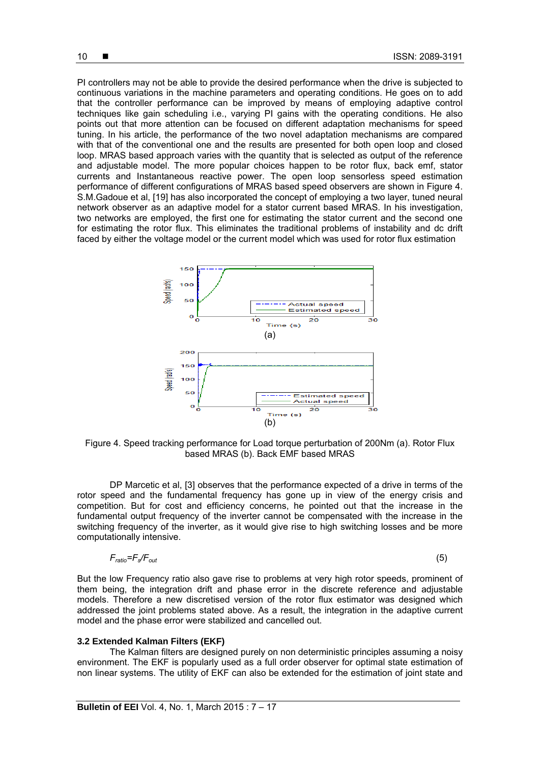PI controllers may not be able to provide the desired performance when the drive is subjected to continuous variations in the machine parameters and operating conditions. He goes on to add that the controller performance can be improved by means of employing adaptive control techniques like gain scheduling i.e., varying PI gains with the operating conditions. He also points out that more attention can be focused on different adaptation mechanisms for speed tuning. In his article, the performance of the two novel adaptation mechanisms are compared with that of the conventional one and the results are presented for both open loop and closed loop. MRAS based approach varies with the quantity that is selected as output of the reference and adjustable model. The more popular choices happen to be rotor flux, back emf, stator currents and Instantaneous reactive power. The open loop sensorless speed estimation performance of different configurations of MRAS based speed observers are shown in Figure 4. S.M.Gadoue et al, [19] has also incorporated the concept of employing a two layer, tuned neural network observer as an adaptive model for a stator current based MRAS. In his investigation, two networks are employed, the first one for estimating the stator current and the second one for estimating the rotor flux. This eliminates the traditional problems of instability and dc drift faced by either the voltage model or the current model which was used for rotor flux estimation

Figure 4. Speed tracking performance for Load torque perturbation of 200Nm (a). Rotor Flux based MRAS (b). Back EMF based MRAS

DP Marcetic et al, [3] observes that the performance expected of a drive in terms of the rotor speed and the fundamental frequency has gone up in view of the energy crisis and competition. But for cost and efficiency concerns, he pointed out that the increase in the fundamental output frequency of the inverter cannot be compensated with the increase in the switching frequency of the inverter, as it would give rise to high switching losses and be more computationally intensive.

$$F_{ratio}=F_s/F_{out} \tag{5}$$

But the low Frequency ratio also gave rise to problems at very high rotor speeds, prominent of them being, the integration drift and phase error in the discrete reference and adjustable models. Therefore a new discretised version of the rotor flux estimator was designed which addressed the joint problems stated above. As a result, the integration in the adaptive current model and the phase error were stabilized and cancelled out.

### 3.2 Extended Kalman Filters (EKF)

The Kalman filters are designed purely on non deterministic principles assuming a noisy environment. The EKF is popularly used as a full order observer for optimal state estimation of non linear systems. The utility of EKF can also be extended for the estimation of joint state and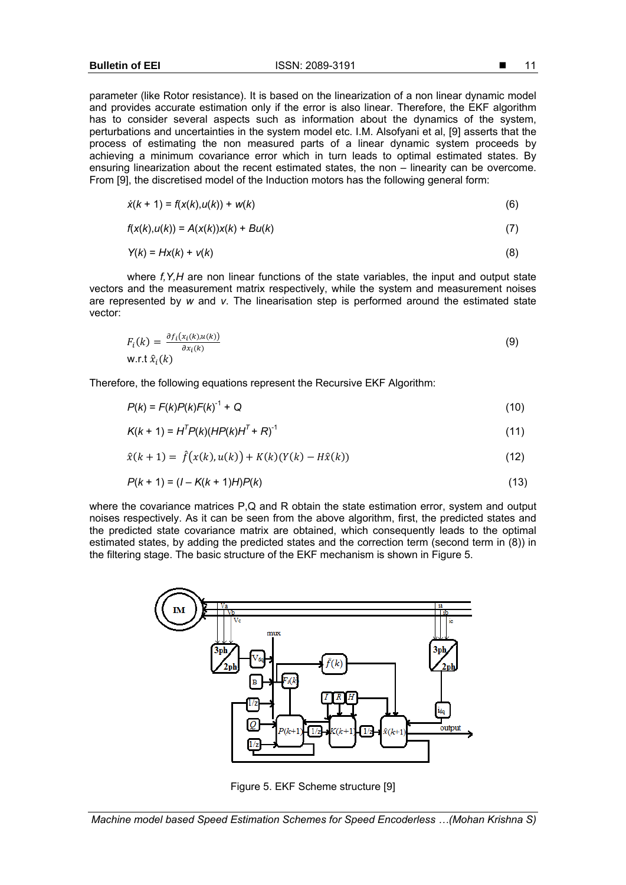parameter (like Rotor resistance). It is based on the linearization of a non linear dynamic model and provides accurate estimation only if the error is also linear. Therefore, the EKF algorithm has to consider several aspects such as information about the dynamics of the system, perturbations and uncertainties in the system model etc. I.M. Alsofyani et al, [9] asserts that the process of estimating the non measured parts of a linear dynamic system proceeds by achieving a minimum covariance error which in turn leads to optimal estimated states. By ensuring linearization about the recent estimated states, the non – linearity can be overcome. From [9], the discretised model of the Induction motors has the following general form:

$$\dot{x}(k+1) = f(x(k),u(k)) + w(k) \tag{6}$$

$$f(x(k),u(k)) = A(x(k))x(k) + Bu(k) \tag{7}$$

$$Y(k) = Hx(k) + v(k) \tag{8}$$

where $f, Y, H$ are non linear functions of the state variables, the input and output state vectors and the measurement matrix respectively, while the system and measurement noises are represented by $w$ and $v$. The linearisation step is performed around the estimated state vector:

$$F_i(k) = \frac{\partial f_i(x_i(k),u(k))}{\partial x_i(k)} \quad \text{w.r.t } \hat{x}_i(k) \tag{9}$$

Therefore, the following equations represent the Recursive EKF Algorithm:

$$P(k) = F(k)P(k)F(k)^{-1} + Q \tag{10}$$

$$K(k+1) = H^T P(k)(HP(k)H^T + R)^{-1} \tag{11}$$

$$\hat{x}(k+1) = \hat{f}(x(k),u(k)) + K(k)(Y(k) - H\hat{x}(k)) \tag{12}$$

$$P(k+1) = (I - K(k+1)H)P(k) \tag{13}$$

where the covariance matrices P,Q and R obtain the state estimation error, system and output noises respectively. As it can be seen from the above algorithm, first, the predicted states and the predicted state covariance matrix are obtained, which consequently leads to the optimal estimated states, by adding the predicted states and the correction term (second term in (8)) in the filtering stage. The basic structure of the EKF mechanism is shown in Figure 5.

Figure 5. EKF Scheme structure [9]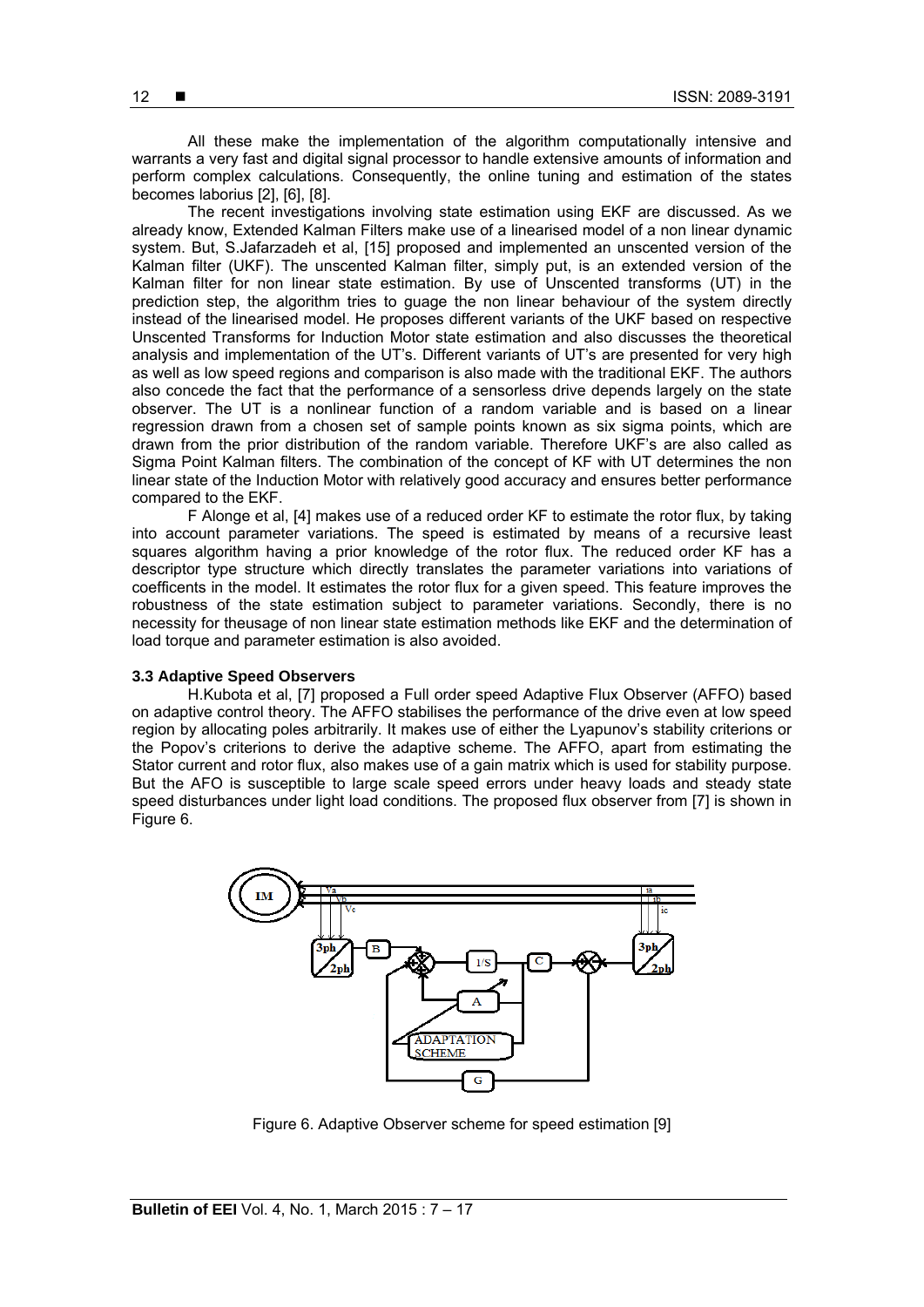All these make the implementation of the algorithm computationally intensive and warrants a very fast and digital signal processor to handle extensive amounts of information and perform complex calculations. Consequently, the online tuning and estimation of the states becomes laborius [2], [6], [8].

The recent investigations involving state estimation using EKF are discussed. As we already know, Extended Kalman Filters make use of a linearised model of a non linear dynamic system. But, S.Jafarzadeh et al, [15] proposed and implemented an unscented version of the Kalman filter (UKF). The unscented Kalman filter, simply put, is an extended version of the Kalman filter for non linear state estimation. By use of Unscented transforms (UT) in the prediction step, the algorithm tries to guage the non linear behaviour of the system directly instead of the linearised model. He proposes different variants of the UKF based on respective Unscented Transforms for Induction Motor state estimation and also discusses the theoretical analysis and implementation of the UT's. Different variants of UT's are presented for very high as well as low speed regions and comparison is also made with the traditional EKF. The authors also concede the fact that the performance of a sensorless drive depends largely on the state observer. The UT is a nonlinear function of a random variable and is based on a linear regression drawn from a chosen set of sample points known as six sigma points, which are drawn from the prior distribution of the random variable. Therefore UKF's are also called as Sigma Point Kalman filters. The combination of the concept of KF with UT determines the non linear state of the Induction Motor with relatively good accuracy and ensures better performance compared to the EKF.

F Alonge et al, [4] makes use of a reduced order KF to estimate the rotor flux, by taking into account parameter variations. The speed is estimated by means of a recursive least squares algorithm having a prior knowledge of the rotor flux. The reduced order KF has a descriptor type structure which directly translates the parameter variations into variations of coefficents in the model. It estimates the rotor flux for a given speed. This feature improves the robustness of the state estimation subject to parameter variations. Secondly, there is no necessity for theusage of non linear state estimation methods like EKF and the determination of load torque and parameter estimation is also avoided.

### 3.3 Adaptive Speed Observers

H.Kubota et al, [7] proposed a Full order speed Adaptive Flux Observer (AFFO) based on adaptive control theory. The AFFO stabilises the performance of the drive even at low speed region by allocating poles arbitrarily. It makes use of either the Lyapunov's stability criterions or the Popov's criterions to derive the adaptive scheme. The AFFO, apart from estimating the Stator current and rotor flux, also makes use of a gain matrix which is used for stability purpose. But the AFO is susceptible to large scale speed errors under heavy loads and steady state speed disturbances under light load conditions. The proposed flux observer from [7] is shown in Figure 6.

Figure 6. Adaptive Observer scheme for speed estimation [9]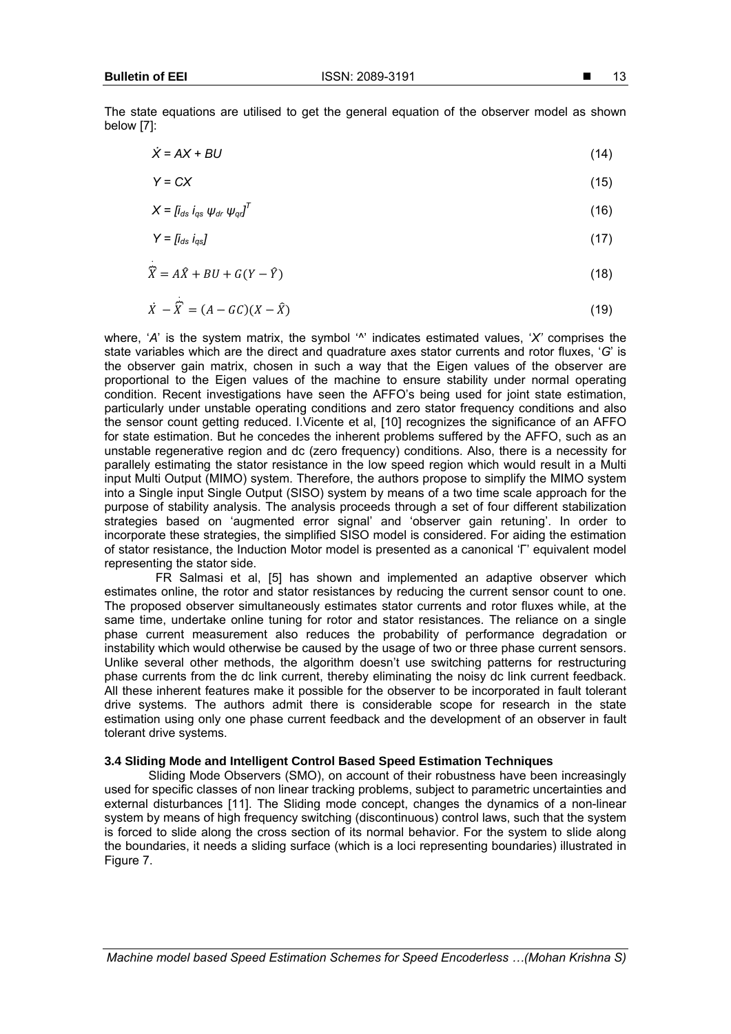The state equations are utilised to get the general equation of the observer model as shown below [7]:

$$\dot{X} = AX + BU \tag{14}$$

$$Y = CX \tag{15}$$

$$X = [i_{ds}\ i_{qs}\ \psi_{dr}\ \psi_{qr}]^T \tag{16}$$

$$Y = [i_{ds}\ i_{qs}] \tag{17}$$

$$\dot{\hat{X}} = A\hat{X} + BU + G(Y - \hat{Y}) \tag{18}$$

$$\dot{X} - \dot{\hat{X}} = (A - GC)(X - \hat{X}) \tag{19}$$

where, '*A*' is the system matrix, the symbol '^' indicates estimated values, '*X*' comprises the state variables which are the direct and quadrature axes stator currents and rotor fluxes, '*G*' is the observer gain matrix, chosen in such a way that the Eigen values of the observer are proportional to the Eigen values of the machine to ensure stability under normal operating condition. Recent investigations have seen the AFFO's being used for joint state estimation, particularly under unstable operating conditions and zero stator frequency conditions and also the sensor count getting reduced. I.Vicente et al, [10] recognizes the significance of an AFFO for state estimation. But he concedes the inherent problems suffered by the AFFO, such as an unstable regenerative region and dc (zero frequency) conditions. Also, there is a necessity for parallely estimating the stator resistance in the low speed region which would result in a Multi input Multi Output (MIMO) system. Therefore, the authors propose to simplify the MIMO system into a Single input Single Output (SISO) system by means of a two time scale approach for the purpose of stability analysis. The analysis proceeds through a set of four different stabilization strategies based on 'augmented error signal' and 'observer gain retuning'. In order to incorporate these strategies, the simplified SISO model is considered. For aiding the estimation of stator resistance, the Induction Motor model is presented as a canonical 'Γ' equivalent model representing the stator side.

FR Salmasi et al, [5] has shown and implemented an adaptive observer which estimates online, the rotor and stator resistances by reducing the current sensor count to one. The proposed observer simultaneously estimates stator currents and rotor fluxes while, at the same time, undertake online tuning for rotor and stator resistances. The reliance on a single phase current measurement also reduces the probability of performance degradation or instability which would otherwise be caused by the usage of two or three phase current sensors. Unlike several other methods, the algorithm doesn't use switching patterns for restructuring phase currents from the dc link current, thereby eliminating the noisy dc link current feedback. All these inherent features make it possible for the observer to be incorporated in fault tolerant drive systems. The authors admit there is considerable scope for research in the state estimation using only one phase current feedback and the development of an observer in fault tolerant drive systems.

### 3.4 Sliding Mode and Intelligent Control Based Speed Estimation Techniques

Sliding Mode Observers (SMO), on account of their robustness have been increasingly used for specific classes of non linear tracking problems, subject to parametric uncertainties and external disturbances [11]. The Sliding mode concept, changes the dynamics of a non-linear system by means of high frequency switching (discontinuous) control laws, such that the system is forced to slide along the cross section of its normal behavior. For the system to slide along the boundaries, it needs a sliding surface (which is a loci representing boundaries) illustrated in Figure 7.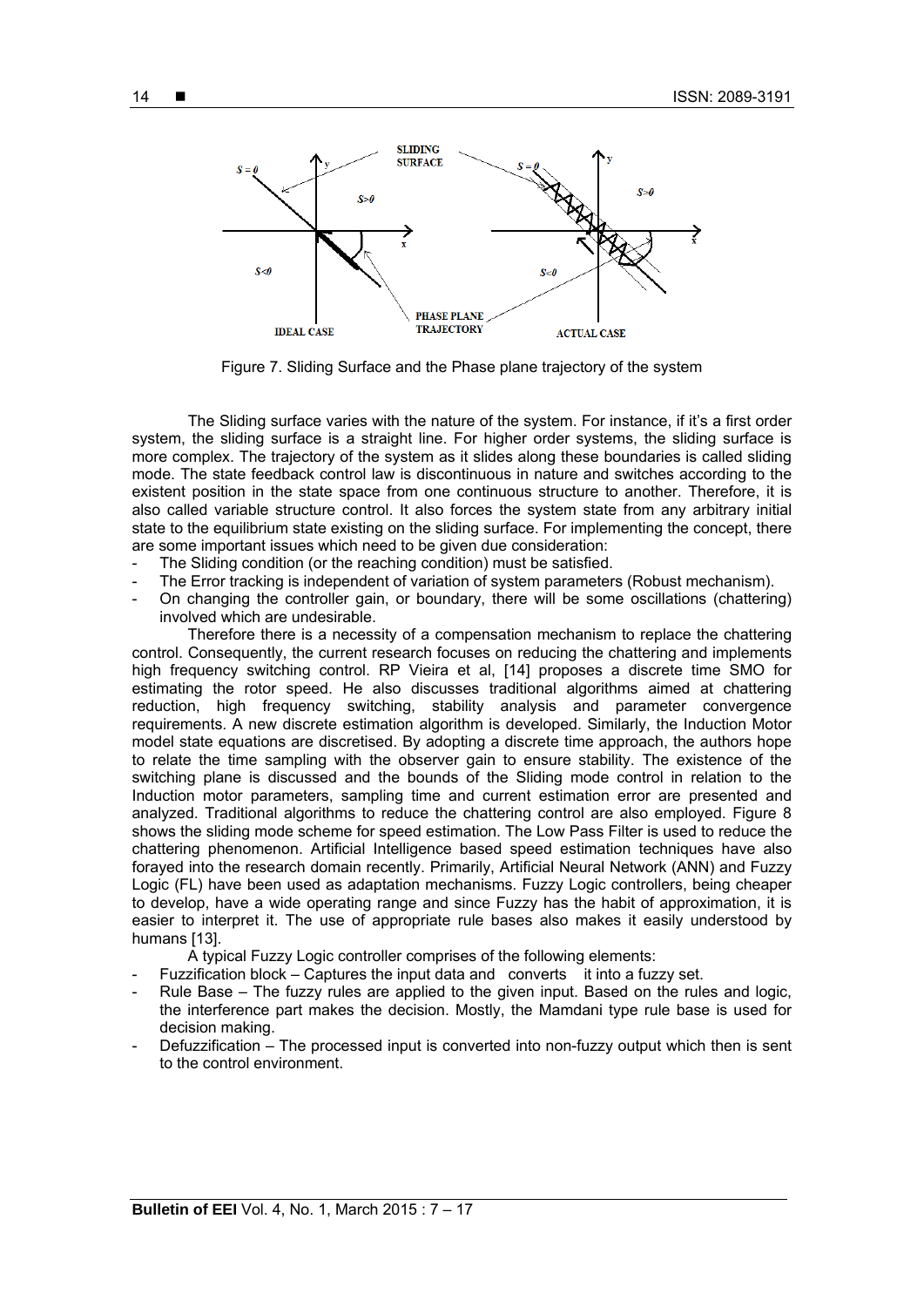Figure 7. Sliding Surface and the Phase plane trajectory of the system

The Sliding surface varies with the nature of the system. For instance, if it's a first order system, the sliding surface is a straight line. For higher order systems, the sliding surface is more complex. The trajectory of the system as it slides along these boundaries is called sliding mode. The state feedback control law is discontinuous in nature and switches according to the existent position in the state space from one continuous structure to another. Therefore, it is also called variable structure control. It also forces the system state from any arbitrary initial state to the equilibrium state existing on the sliding surface. For implementing the concept, there are some important issues which need to be given due consideration:

- The Sliding condition (or the reaching condition) must be satisfied.
- The Error tracking is independent of variation of system parameters (Robust mechanism).
- On changing the controller gain, or boundary, there will be some oscillations (chattering) involved which are undesirable.

Therefore there is a necessity of a compensation mechanism to replace the chattering control. Consequently, the current research focuses on reducing the chattering and implements high frequency switching control. RP Vieira et al, [14] proposes a discrete time SMO for estimating the rotor speed. He also discusses traditional algorithms aimed at chattering reduction, high frequency switching, stability analysis and parameter convergence requirements. A new discrete estimation algorithm is developed. Similarly, the Induction Motor model state equations are discretised. By adopting a discrete time approach, the authors hope to relate the time sampling with the observer gain to ensure stability. The existence of the switching plane is discussed and the bounds of the Sliding mode control in relation to the Induction motor parameters, sampling time and current estimation error are presented and analyzed. Traditional algorithms to reduce the chattering control are also employed. Figure 8 shows the sliding mode scheme for speed estimation. The Low Pass Filter is used to reduce the chattering phenomenon. Artificial Intelligence based speed estimation techniques have also forayed into the research domain recently. Primarily, Artificial Neural Network (ANN) and Fuzzy Logic (FL) have been used as adaptation mechanisms. Fuzzy Logic controllers, being cheaper to develop, have a wide operating range and since Fuzzy has the habit of approximation, it is easier to interpret it. The use of appropriate rule bases also makes it easily understood by humans [13].

A typical Fuzzy Logic controller comprises of the following elements:

- Fuzzification block – Captures the input data and converts it into a fuzzy set.
- Rule Base – The fuzzy rules are applied to the given input. Based on the rules and logic, the interference part makes the decision. Mostly, the Mamdani type rule base is used for decision making.
- Defuzzification – The processed input is converted into non-fuzzy output which then is sent to the control environment.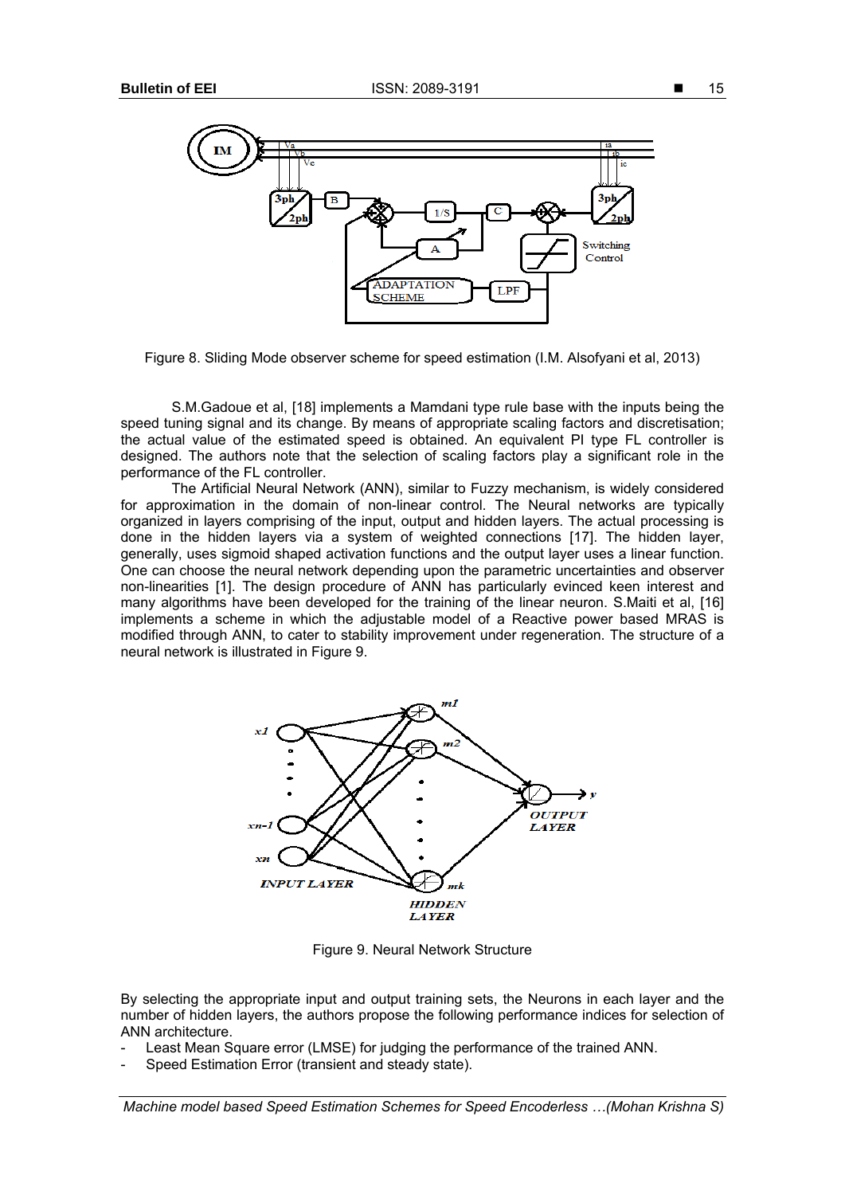Figure 8. Sliding Mode observer scheme for speed estimation (I.M. Alsofyani et al, 2013)

S.M.Gadoue et al, [18] implements a Mamdani type rule base with the inputs being the speed tuning signal and its change. By means of appropriate scaling factors and discretisation; the actual value of the estimated speed is obtained. An equivalent PI type FL controller is designed. The authors note that the selection of scaling factors play a significant role in the performance of the FL controller.

The Artificial Neural Network (ANN), similar to Fuzzy mechanism, is widely considered for approximation in the domain of non-linear control. The Neural networks are typically organized in layers comprising of the input, output and hidden layers. The actual processing is done in the hidden layers via a system of weighted connections [17]. The hidden layer, generally, uses sigmoid shaped activation functions and the output layer uses a linear function. One can choose the neural network depending upon the parametric uncertainties and observer non-linearities [1]. The design procedure of ANN has particularly evinced keen interest and many algorithms have been developed for the training of the linear neuron. S.Maiti et al, [16] implements a scheme in which the adjustable model of a Reactive power based MRAS is modified through ANN, to cater to stability improvement under regeneration. The structure of a neural network is illustrated in Figure 9.

Figure 9. Neural Network Structure

By selecting the appropriate input and output training sets, the Neurons in each layer and the number of hidden layers, the authors propose the following performance indices for selection of ANN architecture.

- Least Mean Square error (LMSE) for judging the performance of the trained ANN.
- Speed Estimation Error (transient and steady state).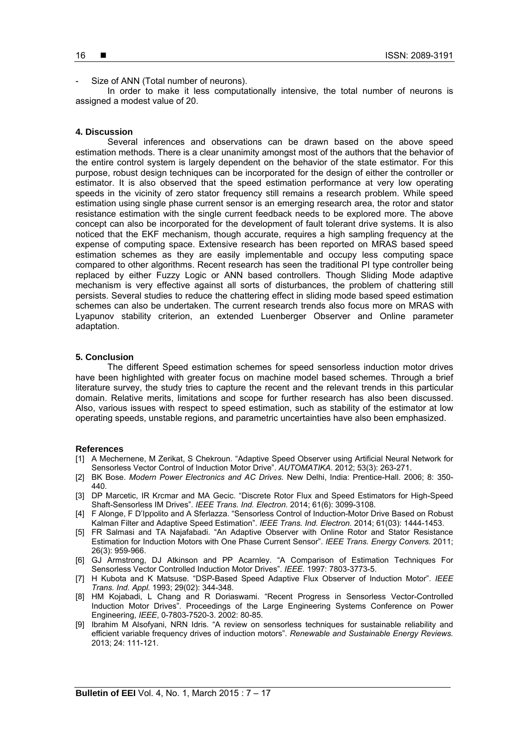- Size of ANN (Total number of neurons).

In order to make it less computationally intensive, the total number of neurons is assigned a modest value of 20.

## 4. Discussion

Several inferences and observations can be drawn based on the above speed estimation methods. There is a clear unanimity amongst most of the authors that the behavior of the entire control system is largely dependent on the behavior of the state estimator. For this purpose, robust design techniques can be incorporated for the design of either the controller or estimator. It is also observed that the speed estimation performance at very low operating speeds in the vicinity of zero stator frequency still remains a research problem. While speed estimation using single phase current sensor is an emerging research area, the rotor and stator resistance estimation with the single current feedback needs to be explored more. The above concept can also be incorporated for the development of fault tolerant drive systems. It is also noticed that the EKF mechanism, though accurate, requires a high sampling frequency at the expense of computing space. Extensive research has been reported on MRAS based speed estimation schemes as they are easily implementable and occupy less computing space compared to other algorithms. Recent research has seen the traditional PI type controller being replaced by either Fuzzy Logic or ANN based controllers. Though Sliding Mode adaptive mechanism is very effective against all sorts of disturbances, the problem of chattering still persists. Several studies to reduce the chattering effect in sliding mode based speed estimation schemes can also be undertaken. The current research trends also focus more on MRAS with Lyapunov stability criterion, an extended Luenberger Observer and Online parameter adaptation.

## 5. Conclusion

The different Speed estimation schemes for speed sensorless induction motor drives have been highlighted with greater focus on machine model based schemes. Through a brief literature survey, the study tries to capture the recent and the relevant trends in this particular domain. Relative merits, limitations and scope for further research has also been discussed. Also, various issues with respect to speed estimation, such as stability of the estimator at low operating speeds, unstable regions, and parametric uncertainties have also been emphasized.

## References

[1] A Mechernene, M Zerikat, S Chekroun. "Adaptive Speed Observer using Artificial Neural Network for Sensorless Vector Control of Induction Motor Drive". *AUTOMATIKA*. 2012; 53(3): 263-271.

[2] BK Bose. *Modern Power Electronics and AC Drives.* New Delhi, India: Prentice-Hall. 2006; 8: 350-440.

[3] DP Marcetic, IR Krcmar and MA Gecic. "Discrete Rotor Flux and Speed Estimators for High-Speed Shaft-Sensorless IM Drives". *IEEE Trans. Ind. Electron.* 2014; 61(6): 3099-3108.

[4] F Alonge, F D'Ippolito and A Sferlazza. "Sensorless Control of Induction-Motor Drive Based on Robust Kalman Filter and Adaptive Speed Estimation". *IEEE Trans. Ind. Electron.* 2014; 61(03): 1444-1453.

[5] FR Salmasi and TA Najafabadi. "An Adaptive Observer with Online Rotor and Stator Resistance Estimation for Induction Motors with One Phase Current Sensor". *IEEE Trans. Energy Convers.* 2011; 26(3): 959-966.

[6] GJ Armstrong, DJ Atkinson and PP Acarnley. "A Comparison of Estimation Techniques For Sensorless Vector Controlled Induction Motor Drives". *IEEE.* 1997: 7803-3773-5.

[7] H Kubota and K Matsuse. "DSP-Based Speed Adaptive Flux Observer of Induction Motor". *IEEE Trans. Ind. Appl.* 1993; 29(02): 344-348.

[8] HM Kojabadi, L Chang and R Doriaswami. "Recent Progress in Sensorless Vector-Controlled Induction Motor Drives". Proceedings of the Large Engineering Systems Conference on Power Engineering, *IEEE*, 0-7803-7520-3. 2002: 80-85.

[9] Ibrahim M Alsofyani, NRN Idris. "A review on sensorless techniques for sustainable reliability and efficient variable frequency drives of induction motors". *Renewable and Sustainable Energy Reviews.* 2013; 24: 111-121.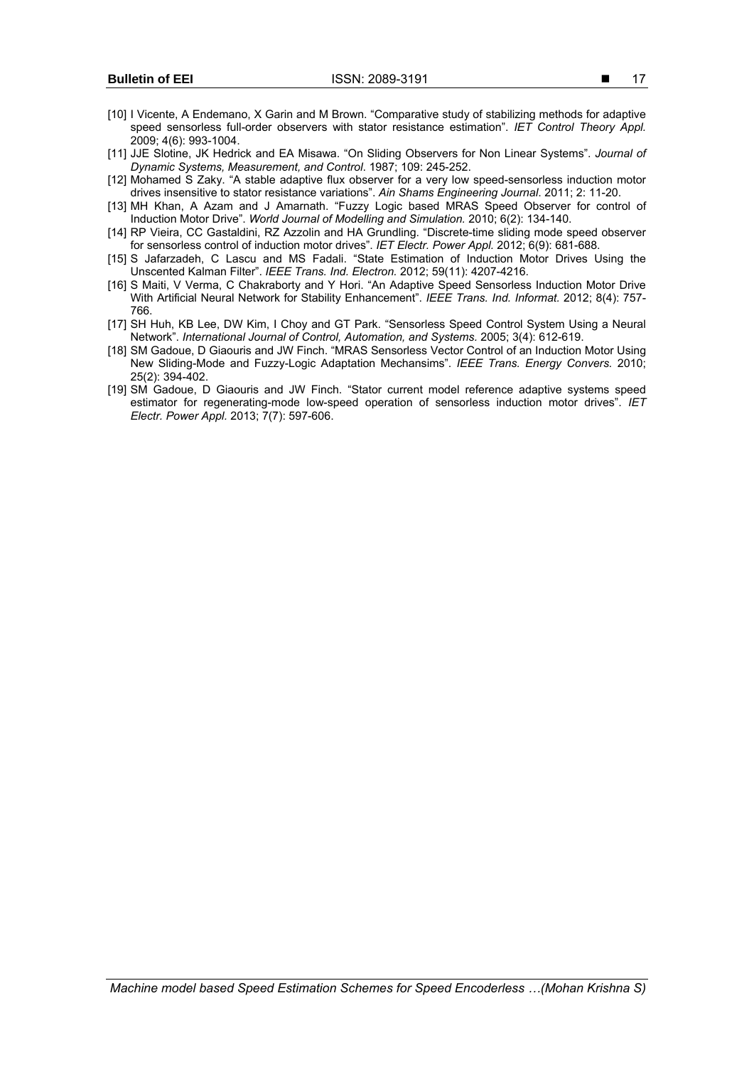[10] I Vicente, A Endemano, X Garin and M Brown. “Comparative study of stabilizing methods for adaptive speed sensorless full-order observers with stator resistance estimation”. *IET Control Theory Appl.* 2009; 4(6): 993-1004.

[11] JJE Slotine, JK Hedrick and EA Misawa. “On Sliding Observers for Non Linear Systems”. *Journal of Dynamic Systems, Measurement, and Control*. 1987; 109: 245-252.

[12] Mohamed S Zaky. “A stable adaptive flux observer for a very low speed-sensorless induction motor drives insensitive to stator resistance variations”. *Ain Shams Engineering Journal*. 2011; 2: 11-20.

[13] MH Khan, A Azam and J Amarnath. “Fuzzy Logic based MRAS Speed Observer for control of Induction Motor Drive”. *World Journal of Modelling and Simulation.* 2010; 6(2): 134-140.

[14] RP Vieira, CC Gastaldini, RZ Azzolin and HA Grundling. “Discrete-time sliding mode speed observer for sensorless control of induction motor drives”. *IET Electr. Power Appl.* 2012; 6(9): 681-688.

[15] S Jafarzadeh, C Lascu and MS Fadali. “State Estimation of Induction Motor Drives Using the Unscented Kalman Filter”. *IEEE Trans. Ind. Electron.* 2012; 59(11): 4207-4216.

[16] S Maiti, V Verma, C Chakraborty and Y Hori. “An Adaptive Speed Sensorless Induction Motor Drive With Artificial Neural Network for Stability Enhancement”. *IEEE Trans. Ind. Informat.* 2012; 8(4): 757-766.

[17] SH Huh, KB Lee, DW Kim, I Choy and GT Park. “Sensorless Speed Control System Using a Neural Network”. *International Journal of Control, Automation, and Systems.* 2005; 3(4): 612-619.

[18] SM Gadoue, D Giaouris and JW Finch. “MRAS Sensorless Vector Control of an Induction Motor Using New Sliding-Mode and Fuzzy-Logic Adaptation Mechansims”. *IEEE Trans. Energy Convers.* 2010; 25(2): 394-402.

[19] SM Gadoue, D Giaouris and JW Finch. “Stator current model reference adaptive systems speed estimator for regenerating-mode low-speed operation of sensorless induction motor drives”. *IET Electr. Power Appl.* 2013; 7(7): 597-606.